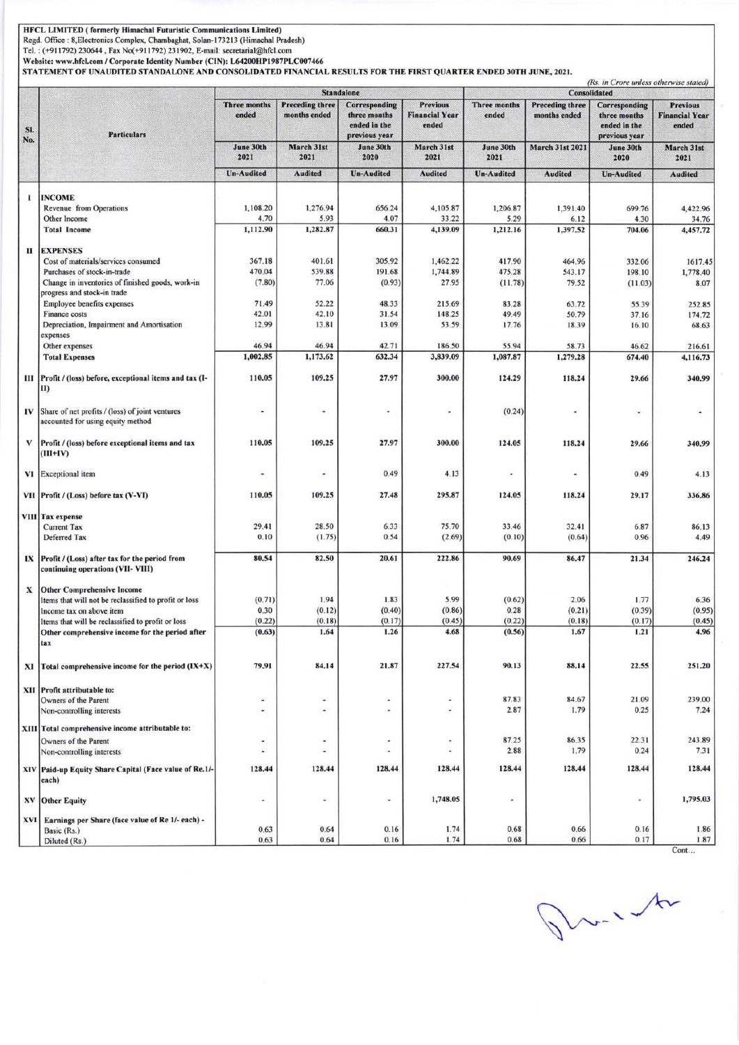**HFCL LIMITED ( formerly Himachal Futuristic Communications Limited)**
Regd. Office : 8,Electronics Complex, Chambaghat, Solan-173213 (Himachal Pradesh)
Tel. : (+911792) 230644 , Fax No(+911792) 231902, E-mail: secretarial@hfcl.com
Website: www.hfcl.com / Corporate Identity Number (CIN): L64200HP1987PLC007466

**STATEMENT OF UNAUDITED STANDALONE AND CONSOLIDATED FINANCIAL RESULTS FOR THE FIRST QUARTER ENDED 30TH JUNE, 2021.**

(Rs. in Crore unless otherwise stated)

| Sl. No. | Particulars | Standalone | | | | Consolidated | | | |
|---|---|---|---|---|---|---|---|---|---|
| | | Three months ended | Preceding three months ended | Corresponding three months ended in the previous year | Previous Financial Year ended | Three months ended | Preceding three months ended | Corresponding three months ended in the previous year | Previous Financial Year ended |
| | | June 30th 2021 | March 31st 2021 | June 30th 2020 | March 31st 2021 | June 30th 2021 | March 31st 2021 | June 30th 2020 | March 31st 2021 |
| | | Un-Audited | Audited | Un-Audited | Audited | Un-Audited | Audited | Un-Audited | Audited |
| I | **INCOME** | | | | | | | | |
| | Revenue from Operations | 1,108.20 | 1,276.94 | 656.24 | 4,105.87 | 1,206.87 | 1,391.40 | 699.76 | 4,422.96 |
| | Other Income | 4.70 | 5.93 | 4.07 | 33.22 | 5.29 | 6.12 | 4.30 | 34.76 |
| | **Total Income** | **1,112.90** | **1,282.87** | **660.31** | **4,139.09** | **1,212.16** | **1,397.52** | **704.06** | **4,457.72** |
| II | **EXPENSES** | | | | | | | | |
| | Cost of materials/services consumed | 367.18 | 401.61 | 305.92 | 1,462.22 | 417.90 | 464.96 | 332.06 | 1617.45 |
| | Purchases of stock-in-trade | 470.04 | 539.88 | 191.68 | 1,744.89 | 475.28 | 543.17 | 198.10 | 1,778.40 |
| | Change in inventories of finished goods, work-in progress and stock-in trade | (7.80) | 77.06 | (0.93) | 27.95 | (11.78) | 79.52 | (11.03) | 8.07 |
| | Employee benefits expenses | 71.49 | 52.22 | 48.33 | 215.69 | 83.28 | 63.72 | 55.39 | 252.85 |
| | Finance costs | 42.01 | 42.10 | 31.54 | 148.25 | 49.49 | 50.79 | 37.16 | 174.72 |
| | Depreciation, Impairment and Amortisation expenses | 12.99 | 13.81 | 13.09 | 53.59 | 17.76 | 18.39 | 16.10 | 68.63 |
| | Other expenses | 46.94 | 46.94 | 42.71 | 186.50 | 55.94 | 58.73 | 46.62 | 216.61 |
| | **Total Expenses** | **1,002.85** | **1,173.62** | **632.34** | **3,839.09** | **1,087.87** | **1,279.28** | **674.40** | **4,116.73** |
| III | **Profit / (loss) before, exceptional items and tax (I-II)** | **110.05** | **109.25** | **27.97** | **300.00** | **124.29** | **118.24** | **29.66** | **340.99** |
| IV | Share of net profits / (loss) of joint ventures accounted for using equity method | - | - | - | - | (0.24) | - | - | - |
| V | **Profit / (loss) before exceptional items and tax (III+IV)** | **110.05** | **109.25** | **27.97** | **300.00** | **124.05** | **118.24** | **29.66** | **340.99** |
| VI | Exceptional item | - | - | 0.49 | 4.13 | - | - | 0.49 | 4.13 |
| VII | **Profit / (Loss) before tax (V-VI)** | **110.05** | **109.25** | **27.48** | **295.87** | **124.05** | **118.24** | **29.17** | **336.86** |
| VIII | **Tax expense** | | | | | | | | |
| | Current Tax | 29.41 | 28.50 | 6.33 | 75.70 | 33.46 | 32.41 | 6.87 | 86.13 |
| | Deferred Tax | 0.10 | (1.75) | 0.54 | (2.69) | (0.10) | (0.64) | 0.96 | 4.49 |
| IX | **Profit / (Loss) after tax for the period from continuing operations (VII- VIII)** | **80.54** | **82.50** | **20.61** | **222.86** | **90.69** | **86.47** | **21.34** | **246.24** |
| X | **Other Comprehensive Income** | | | | | | | | |
| | Items that will not be reclassified to profit or loss | (0.71) | 1.94 | 1.83 | 5.99 | (0.62) | 2.06 | 1.77 | 6.36 |
| | Income tax on above item | 0.30 | (0.12) | (0.40) | (0.86) | 0.28 | (0.21) | (0.39) | (0.95) |
| | Items that will be reclassified to profit or loss | (0.22) | (0.18) | (0.17) | (0.45) | (0.22) | (0.18) | (0.17) | (0.45) |
| | **Other comprehensive income for the period after tax** | **(0.63)** | **1.64** | **1.26** | **4.68** | **(0.56)** | **1.67** | **1.21** | **4.96** |
| XI | **Total comprehensive income for the period (IX+X)** | **79.91** | **84.14** | **21.87** | **227.54** | **90.13** | **88.14** | **22.55** | **251.20** |
| XII | **Profit attributable to:** | | | | | | | | |
| | Owners of the Parent | - | - | - | - | 87.83 | 84.67 | 21.09 | 239.00 |
| | Non-controlling interests | - | - | - | - | 2.87 | 1.79 | 0.25 | 7.24 |
| XIII | **Total comprehensive income attributable to:** | | | | | | | | |
| | Owners of the Parent | - | - | - | - | 87.25 | 86.35 | 22.31 | 243.89 |
| | Non-controlling interests | - | - | - | - | 2.88 | 1.79 | 0.24 | 7.31 |
| XIV | **Paid-up Equity Share Capital (Face value of Re.1/- each)** | **128.44** | **128.44** | **128.44** | **128.44** | **128.44** | **128.44** | **128.44** | **128.44** |
| XV | **Other Equity** | - | - | - | **1,748.05** | - | | - | **1,795.03** |
| XVI | **Earnings per Share (face value of Re 1/- each) -** | | | | | | | | |
| | Basic (Rs.) | 0.63 | 0.64 | 0.16 | 1.74 | 0.68 | 0.66 | 0.16 | 1.86 |
| | Diluted (Rs.) | 0.63 | 0.64 | 0.16 | 1.74 | 0.68 | 0.66 | 0.17 | 1.87 |

Cont...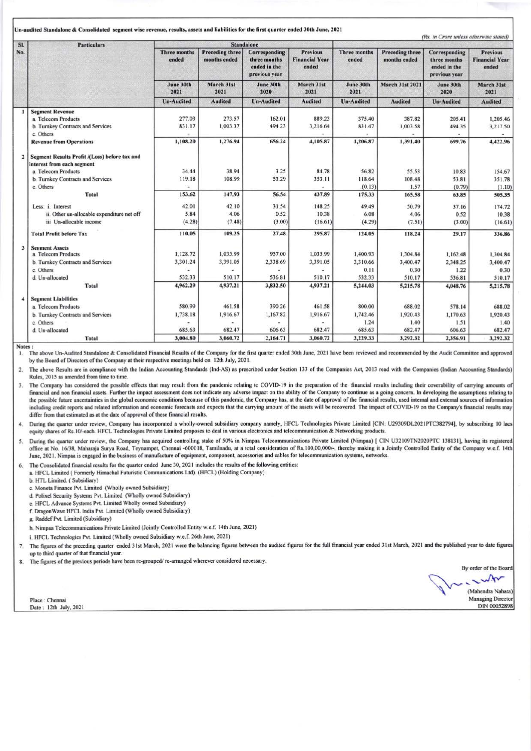**Un-audited Standalone & Consolidated segment wise revenue, results, assets and liabilities for the first quarter ended 30th June, 2021**

(Rs. in Crore unless otherwise stated)

| Sl. No. | Particulars | Standalone | | | | Consolidated | | | |
|---|---|---|---|---|---|---|---|---|---|
| | | Three months ended | Preceding three months ended | Corresponding three months ended in the previous year | Previous Financial Year ended | Three months ended | Preceding three months ended | Corresponding three months ended in the previous year | Previous Financial Year ended |
| | | June 30th 2021 | March 31st 2021 | June 30th 2020 | March 31st 2021 | June 30th 2021 | March 31st 2021 | June 30th 2020 | March 31st 2021 |
| | | Un-Audited | Audited | Un-Audited | Audited | Un-Audited | Audited | Un-Audited | Audited |
| 1 | **Segment Revenue** | | | | | | | | |
| | a. Telecom Products | 277.03 | 273.57 | 162.01 | 889.23 | 375.40 | 387.82 | 205.41 | 1,205.46 |
| | b. Turnkey Contracts and Services | 831.17 | 1,003.37 | 494.23 | 3,216.64 | 831.47 | 1,003.58 | 494.35 | 3,217.50 |
| | c. Others | - | | | - | - | - | - | - |
| | **Revenue from Operations** | **1,108.20** | **1,276.94** | **656.24** | **4,105.87** | **1,206.87** | **1,391.40** | **699.76** | **4,422.96** |
| 2 | **Segment Results Profit /(Loss) before tax and interest from each segment** | | | | | | | | |
| | a. Telecom Products | 34.44 | 38.94 | 3.25 | 84.78 | 56.82 | 55.53 | 10.83 | 154.67 |
| | b. Turnkey Contracts and Services | 119.18 | 108.99 | 53.29 | 353.11 | 118.64 | 108.48 | 53.81 | 351.78 |
| | c. Others | - | | | - | (0.13) | 1.57 | (0.79) | (1.10) |
| | **Total** | **153.62** | **147.93** | **56.54** | **437.89** | **175.33** | **165.58** | **63.85** | **505.35** |
| | Less: i. Interest | 42.01 | 42.10 | 31.54 | 148.25 | 49.49 | 50.79 | 37.16 | 174.72 |
| | ii. Other un-allocable expenditure net off | 5.84 | 4.06 | 0.52 | 10.38 | 6.08 | 4.06 | 0.52 | 10.38 |
| | iii. Un-allocable income | (4.28) | (7.48) | (3.00) | (16.61) | (4.29) | (7.51) | (3.00) | (16.61) |
| | **Total Profit before Tax** | **110.05** | **109.25** | **27.48** | **295.87** | **124.05** | **118.24** | **29.17** | **336.86** |
| 3 | **Segment Assets** | | | | | | | | |
| | a. Telecom Products | 1,128.72 | 1,035.99 | 957.00 | 1,035.99 | 1,400.93 | 1,304.84 | 1,162.48 | 1,304.84 |
| | b. Turnkey Contracts and Services | 3,301.24 | 3,391.05 | 2,338.69 | 3,391.05 | 3,310.66 | 3,400.47 | 2,348.25 | 3,400.47 |
| | c. Others | - | - | - | - | 0.11 | 0.30 | 1.22 | 0.30 |
| | d. Un-allocated | 532.33 | 510.17 | 536.81 | 510.17 | 532.33 | 510.17 | 536.81 | 510.17 |
| | **Total** | **4,962.29** | **4,937.21** | **3,832.50** | **4,937.21** | **5,244.03** | **5,215.78** | **4,048.76** | **5,215.78** |
| 4 | **Segment Liabilities** | | | | | | | | |
| | a. Telecom Products | 580.99 | 461.58 | 390.26 | 461.58 | 800.00 | 688.02 | 578.14 | 688.02 |
| | b. Turnkey Contracts and Services | 1,738.18 | 1,916.67 | 1,167.82 | 1,916.67 | 1,742.46 | 1,920.43 | 1,170.63 | 1,920.43 |
| | c. Others | - | - | - | - | 1.24 | 1.40 | 1.51 | 1.40 |
| | d. Un-allocated | 685.63 | 682.47 | 606.63 | 682.47 | 685.63 | 682.47 | 606.63 | 682.47 |
| | **Total** | **3,004.80** | **3,060.72** | **2,164.71** | **3,060.72** | **3,229.33** | **3,292.32** | **2,356.91** | **3,292.32** |

**Notes :**

1. The above Un-Audited Standalone & Consolidated Financial Results of the Company for the first quarter ended 30th June, 2021 have been reviewed and recommended by the Audit Committee and approved by the Board of Directors of the Company at their respective meetings held on 12th July, 2021.
2. The above Results are in compliance with the Indian Accounting Standards (Ind-AS) as prescribed under Section 133 of the Companies Act, 2013 read with the Companies (Indian Accounting Standards) Rules, 2015 as amended from time to time.
3. The Company has considered the possible effects that may result from the pandemic relating to COVID-19 in the preparation of the financial results including their coverability of carrying amounts of financial and non financial assets. Further the impact assessment does not indicate any adverse impact on the ability of the Company to continue as a going concern. In developing the assumptions relating to the possible future uncertainties in the global economic conditions because of this pandemic, the Company has, at the date of approval of the financial results, used internal and external sources of information including credit reports and related information and economic forecasts and expects that the carrying amount of the assets will be recovered. The impact of COVID-19 on the Company's financial results may differ from that estimated as at the date of approval of these financial results.
4. During the quarter under review, Company has incorporated a wholly-owned subsidiary company namely, HFCL Technologies Private Limited [CIN: U29309DL2021PTC382794], by subscribing 10 lacs equity shares of Rs.10/-each. HFCL Technologies Private Limited proposes to deal in various electronics and telecommunication & Networking products.
5. During the quarter under review, the Company has acquired controlling stake of 50% in Nimpaa Telecommunications Private Limited (Nimpaa) [ CIN U32109TN2020PTC 138131], having its registered office at No. 16/38, Maharaja Surya Road, Teynampet, Chennai -600018, Tamilnadu, at a total consideration of Rs.100,00,000/-, thereby making it a Jointly Controlled Entity of the Company w.e.f. 14th June, 2021. Nimpaa is engaged in the business of manufacture of equipment, component, accessories and cables for telecommunication systems, networks.
6. The Consolidated financial results for the quarter ended June 30, 2021 includes the results of the following entities:
   a. HFCL Limited ( Formerly Himachal Futuristic Communications Ltd). (HFCL) (Holding Company)
   b. HTL Limited. ( Subsidiary)
   c. Moneta Finance Pvt. Limited (Wholly owned Subsidiary)
   d. Polixel Security Systems Pvt. Limited (Wholly owned Subsidiary)
   e. HFCL Advance Systems Pvt. Limited Wholly owned Subsidiary)
   f. DragonWave HFCL India Pvt. Limited (Wholly owned Subsidiary)
   g. Raddef Pvt. Limited (Subsidiary)
   h. Nimpaa Telecommunications Private Limited (Jointly Controlled Entity w.e.f. 14th June, 2021)
   i. HFCL Technologies Pvt. Limited (Wholly owned Subsidiary w.e.f. 26th June, 2021)
7. The figures of the preceding quarter ended 31st March, 2021 were the balancing figures between the audited figures for the full financial year ended 31st March, 2021 and the published year to date figures up to third quarter of that financial year.
8. The figures of the previous periods have been re-grouped/ re-arranged wherever considered necessary.

By order of the Board

(Mahendra Nahata)
Managing Director
DIN 00052898

Place : Chennai
Date : 12th July, 2021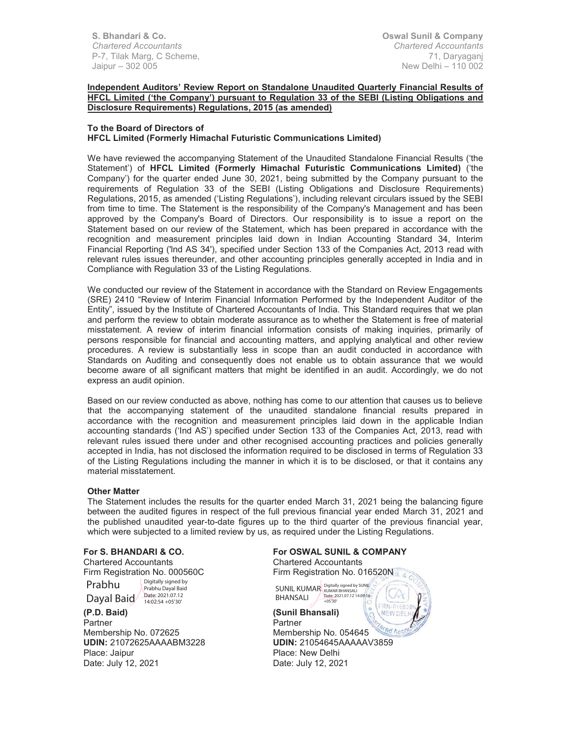**S. Bhandari & Co.**
*Chartered Accountants*
P-7, Tilak Marg, C Scheme,
Jaipur – 302 005

**Oswal Sunil & Company**
*Chartered Accountants*
71, Daryaganj
New Delhi – 110 002

**Independent Auditors' Review Report on Standalone Unaudited Quarterly Financial Results of HFCL Limited ('the Company') pursuant to Regulation 33 of the SEBI (Listing Obligations and Disclosure Requirements) Regulations, 2015 (as amended)**

**To the Board of Directors of**
**HFCL Limited (Formerly Himachal Futuristic Communications Limited)**

We have reviewed the accompanying Statement of the Unaudited Standalone Financial Results ('the Statement') of **HFCL Limited (Formerly Himachal Futuristic Communications Limited)** ('the Company') for the quarter ended June 30, 2021, being submitted by the Company pursuant to the requirements of Regulation 33 of the SEBI (Listing Obligations and Disclosure Requirements) Regulations, 2015, as amended ('Listing Regulations'), including relevant circulars issued by the SEBI from time to time. The Statement is the responsibility of the Company's Management and has been approved by the Company's Board of Directors. Our responsibility is to issue a report on the Statement based on our review of the Statement, which has been prepared in accordance with the recognition and measurement principles laid down in Indian Accounting Standard 34, Interim Financial Reporting ('Ind AS 34'), specified under Section 133 of the Companies Act, 2013 read with relevant rules issues thereunder, and other accounting principles generally accepted in India and in Compliance with Regulation 33 of the Listing Regulations.

We conducted our review of the Statement in accordance with the Standard on Review Engagements (SRE) 2410 "Review of Interim Financial Information Performed by the Independent Auditor of the Entity", issued by the Institute of Chartered Accountants of India. This Standard requires that we plan and perform the review to obtain moderate assurance as to whether the Statement is free of material misstatement. A review of interim financial information consists of making inquiries, primarily of persons responsible for financial and accounting matters, and applying analytical and other review procedures. A review is substantially less in scope than an audit conducted in accordance with Standards on Auditing and consequently does not enable us to obtain assurance that we would become aware of all significant matters that might be identified in an audit. Accordingly, we do not express an audit opinion.

Based on our review conducted as above, nothing has come to our attention that causes us to believe that the accompanying statement of the unaudited standalone financial results prepared in accordance with the recognition and measurement principles laid down in the applicable Indian accounting standards ('Ind AS') specified under Section 133 of the Companies Act, 2013, read with relevant rules issued there under and other recognised accounting practices and policies generally accepted in India, has not disclosed the information required to be disclosed in terms of Regulation 33 of the Listing Regulations including the manner in which it is to be disclosed, or that it contains any material misstatement.

**Other Matter**

The Statement includes the results for the quarter ended March 31, 2021 being the balancing figure between the audited figures in respect of the full previous financial year ended March 31, 2021 and the published unaudited year-to-date figures up to the third quarter of the previous financial year, which were subjected to a limited review by us, as required under the Listing Regulations.

**For S. BHANDARI & CO.**
Chartered Accountants
Firm Registration No. 000560C

Prabhu Dayal Baid (Digitally signed by Prabhu Dayal Baid, Date: 2021.07.12 14:02:54 +05'30')

**(P.D. Baid)**
Partner
Membership No. 072625
**UDIN:** 21072625AAAABM3228
Place: Jaipur
Date: July 12, 2021

**For OSWAL SUNIL & COMPANY**
Chartered Accountants
Firm Registration No. 016520N

SUNIL KUMAR BHANSALI (Digitally signed by SUNIL KUMAR BHANSALI, Date: 2021.07.12 14:09:16 +05'30')

**(Sunil Bhansali)**
Partner
Membership No. 054645
**UDIN:** 21054645AAAAAV3859
Place: New Delhi
Date: July 12, 2021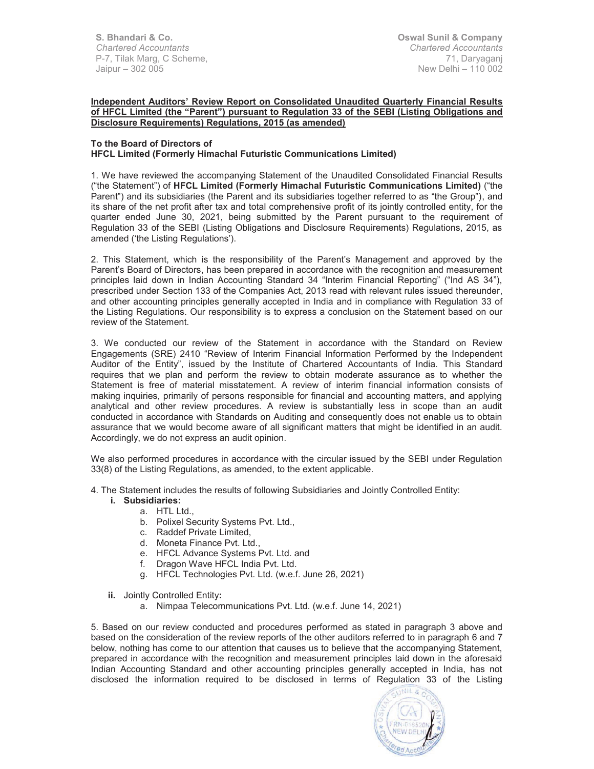**S. Bhandari & Co.**
*Chartered Accountants*
P-7, Tilak Marg, C Scheme,
Jaipur – 302 005

**Oswal Sunil & Company**
*Chartered Accountants*
71, Daryaganj
New Delhi – 110 002

**Independent Auditors' Review Report on Consolidated Unaudited Quarterly Financial Results of HFCL Limited (the "Parent") pursuant to Regulation 33 of the SEBI (Listing Obligations and Disclosure Requirements) Regulations, 2015 (as amended)**

**To the Board of Directors of**
**HFCL Limited (Formerly Himachal Futuristic Communications Limited)**

1. We have reviewed the accompanying Statement of the Unaudited Consolidated Financial Results ("the Statement") of **HFCL Limited (Formerly Himachal Futuristic Communications Limited)** ("the Parent") and its subsidiaries (the Parent and its subsidiaries together referred to as "the Group"), and its share of the net profit after tax and total comprehensive profit of its jointly controlled entity, for the quarter ended June 30, 2021, being submitted by the Parent pursuant to the requirement of Regulation 33 of the SEBI (Listing Obligations and Disclosure Requirements) Regulations, 2015, as amended ('the Listing Regulations').

2. This Statement, which is the responsibility of the Parent's Management and approved by the Parent's Board of Directors, has been prepared in accordance with the recognition and measurement principles laid down in Indian Accounting Standard 34 "Interim Financial Reporting" ("Ind AS 34"), prescribed under Section 133 of the Companies Act, 2013 read with relevant rules issued thereunder, and other accounting principles generally accepted in India and in compliance with Regulation 33 of the Listing Regulations. Our responsibility is to express a conclusion on the Statement based on our review of the Statement.

3. We conducted our review of the Statement in accordance with the Standard on Review Engagements (SRE) 2410 "Review of Interim Financial Information Performed by the Independent Auditor of the Entity", issued by the Institute of Chartered Accountants of India. This Standard requires that we plan and perform the review to obtain moderate assurance as to whether the Statement is free of material misstatement. A review of interim financial information consists of making inquiries, primarily of persons responsible for financial and accounting matters, and applying analytical and other review procedures. A review is substantially less in scope than an audit conducted in accordance with Standards on Auditing and consequently does not enable us to obtain assurance that we would become aware of all significant matters that might be identified in an audit. Accordingly, we do not express an audit opinion.

We also performed procedures in accordance with the circular issued by the SEBI under Regulation 33(8) of the Listing Regulations, as amended, to the extent applicable.

4. The Statement includes the results of following Subsidiaries and Jointly Controlled Entity:

   **i. Subsidiaries:**
   
   a. HTL Ltd.,
   b. Polixel Security Systems Pvt. Ltd.,
   c. Raddef Private Limited,
   d. Moneta Finance Pvt. Ltd.,
   e. HFCL Advance Systems Pvt. Ltd. and
   f. Dragon Wave HFCL India Pvt. Ltd.
   g. HFCL Technologies Pvt. Ltd. (w.e.f. June 26, 2021)

   **ii.** Jointly Controlled Entity**:**
   
   a. Nimpaa Telecommunications Pvt. Ltd. (w.e.f. June 14, 2021)

5. Based on our review conducted and procedures performed as stated in paragraph 3 above and based on the consideration of the review reports of the other auditors referred to in paragraph 6 and 7 below, nothing has come to our attention that causes us to believe that the accompanying Statement, prepared in accordance with the recognition and measurement principles laid down in the aforesaid Indian Accounting Standard and other accounting principles generally accepted in India, has not disclosed the information required to be disclosed in terms of Regulation 33 of the Listing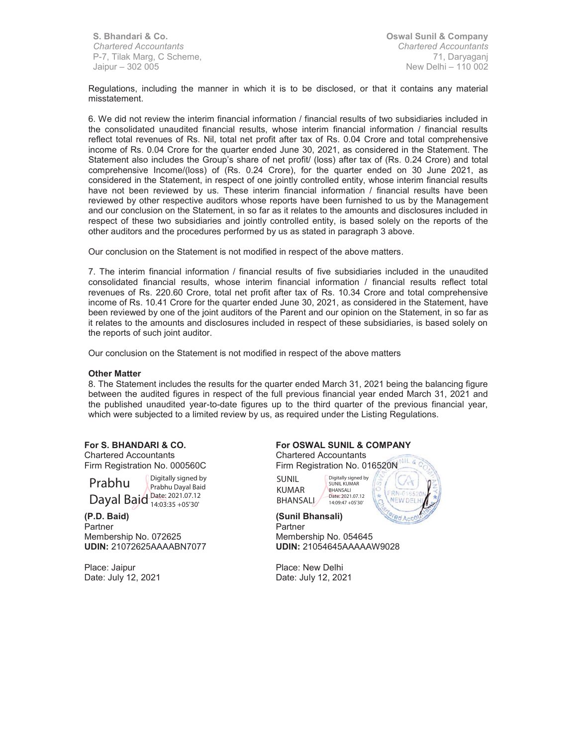Regulations, including the manner in which it is to be disclosed, or that it contains any material misstatement.

6. We did not review the interim financial information / financial results of two subsidiaries included in the consolidated unaudited financial results, whose interim financial information / financial results reflect total revenues of Rs. Nil, total net profit after tax of Rs. 0.04 Crore and total comprehensive income of Rs. 0.04 Crore for the quarter ended June 30, 2021, as considered in the Statement. The Statement also includes the Group's share of net profit/ (loss) after tax of (Rs. 0.24 Crore) and total comprehensive Income/(loss) of (Rs. 0.24 Crore), for the quarter ended on 30 June 2021, as considered in the Statement, in respect of one jointly controlled entity, whose interim financial results have not been reviewed by us. These interim financial information / financial results have been reviewed by other respective auditors whose reports have been furnished to us by the Management and our conclusion on the Statement, in so far as it relates to the amounts and disclosures included in respect of these two subsidiaries and jointly controlled entity, is based solely on the reports of the other auditors and the procedures performed by us as stated in paragraph 3 above.

Our conclusion on the Statement is not modified in respect of the above matters.

7. The interim financial information / financial results of five subsidiaries included in the unaudited consolidated financial results, whose interim financial information / financial results reflect total revenues of Rs. 220.60 Crore, total net profit after tax of Rs. 10.34 Crore and total comprehensive income of Rs. 10.41 Crore for the quarter ended June 30, 2021, as considered in the Statement, have been reviewed by one of the joint auditors of the Parent and our opinion on the Statement, in so far as it relates to the amounts and disclosures included in respect of these subsidiaries, is based solely on the reports of such joint auditor.

Our conclusion on the Statement is not modified in respect of the above matters

**Other Matter**

8. The Statement includes the results for the quarter ended March 31, 2021 being the balancing figure between the audited figures in respect of the full previous financial year ended March 31, 2021 and the published unaudited year-to-date figures up to the third quarter of the previous financial year, which were subjected to a limited review by us, as required under the Listing Regulations.

**For S. BHANDARI & CO.**
Chartered Accountants
Firm Registration No. 000560C

Prabhu Dayal Baid
Digitally signed by Prabhu Dayal Baid
Date: 2021.07.12 14:03:35 +05'30'

**(P.D. Baid)**
Partner
Membership No. 072625
**UDIN:** 21072625AAAABN7077

Place: Jaipur
Date: July 12, 2021

**For OSWAL SUNIL & COMPANY**
Chartered Accountants
Firm Registration No. 016520N

SUNIL KUMAR BHANSALI
Digitally signed by SUNIL KUMAR BHANSALI
Date: 2021.07.12 14:09:47 +05'30'

**(Sunil Bhansali)**
Partner
Membership No. 054645
**UDIN:** 21054645AAAAAW9028

Place: New Delhi
Date: July 12, 2021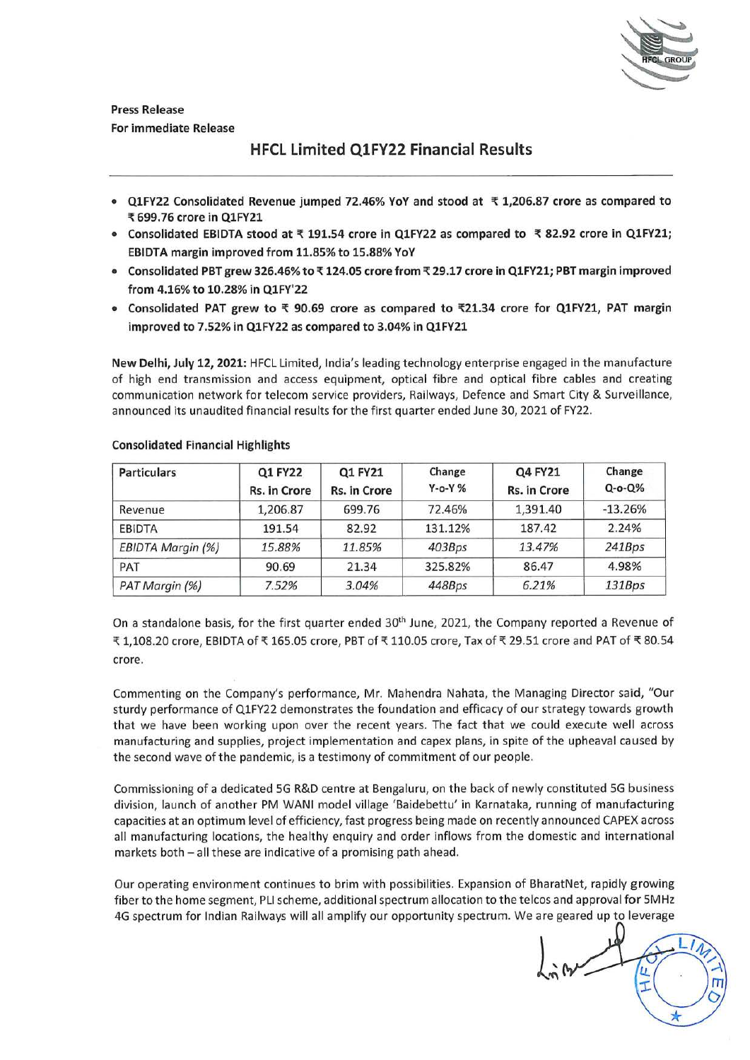**Press Release**
**For immediate Release**

## HFCL Limited Q1FY22 Financial Results

- **Q1FY22 Consolidated Revenue jumped 72.46% YoY and stood at ₹ 1,206.87 crore as compared to ₹ 699.76 crore in Q1FY21**
- **Consolidated EBIDTA stood at ₹ 191.54 crore in Q1FY22 as compared to ₹ 82.92 crore in Q1FY21; EBIDTA margin improved from 11.85% to 15.88% YoY**
- **Consolidated PBT grew 326.46% to ₹ 124.05 crore from ₹ 29.17 crore in Q1FY21; PBT margin improved from 4.16% to 10.28% in Q1FY'22**
- **Consolidated PAT grew to ₹ 90.69 crore as compared to ₹21.34 crore for Q1FY21, PAT margin improved to 7.52% in Q1FY22 as compared to 3.04% in Q1FY21**

**New Delhi, July 12, 2021:** HFCL Limited, India's leading technology enterprise engaged in the manufacture of high end transmission and access equipment, optical fibre and optical fibre cables and creating communication network for telecom service providers, Railways, Defence and Smart City & Surveillance, announced its unaudited financial results for the first quarter ended June 30, 2021 of FY22.

**Consolidated Financial Highlights**

| Particulars | Q1 FY22 Rs. in Crore | Q1 FY21 Rs. in Crore | Change Y-o-Y % | Q4 FY21 Rs. in Crore | Change Q-o-Q% |
|---|---|---|---|---|---|
| Revenue | 1,206.87 | 699.76 | 72.46% | 1,391.40 | -13.26% |
| EBIDTA | 191.54 | 82.92 | 131.12% | 187.42 | 2.24% |
| *EBIDTA Margin (%)* | *15.88%* | *11.85%* | *403Bps* | *13.47%* | *241Bps* |
| PAT | 90.69 | 21.34 | 325.82% | 86.47 | 4.98% |
| *PAT Margin (%)* | *7.52%* | *3.04%* | *448Bps* | *6.21%* | *131Bps* |

On a standalone basis, for the first quarter ended 30th June, 2021, the Company reported a Revenue of ₹ 1,108.20 crore, EBIDTA of ₹ 165.05 crore, PBT of ₹ 110.05 crore, Tax of ₹ 29.51 crore and PAT of ₹ 80.54 crore.

Commenting on the Company's performance, Mr. Mahendra Nahata, the Managing Director said, "Our sturdy performance of Q1FY22 demonstrates the foundation and efficacy of our strategy towards growth that we have been working upon over the recent years. The fact that we could execute well across manufacturing and supplies, project implementation and capex plans, in spite of the upheaval caused by the second wave of the pandemic, is a testimony of commitment of our people.

Commissioning of a dedicated 5G R&D centre at Bengaluru, on the back of newly constituted 5G business division, launch of another PM WANI model village 'Baidebettu' in Karnataka, running of manufacturing capacities at an optimum level of efficiency, fast progress being made on recently announced CAPEX across all manufacturing locations, the healthy enquiry and order inflows from the domestic and international markets both – all these are indicative of a promising path ahead.

Our operating environment continues to brim with possibilities. Expansion of BharatNet, rapidly growing fiber to the home segment, PLI scheme, additional spectrum allocation to the telcos and approval for 5MHz 4G spectrum for Indian Railways will all amplify our opportunity spectrum. We are geared up to leverage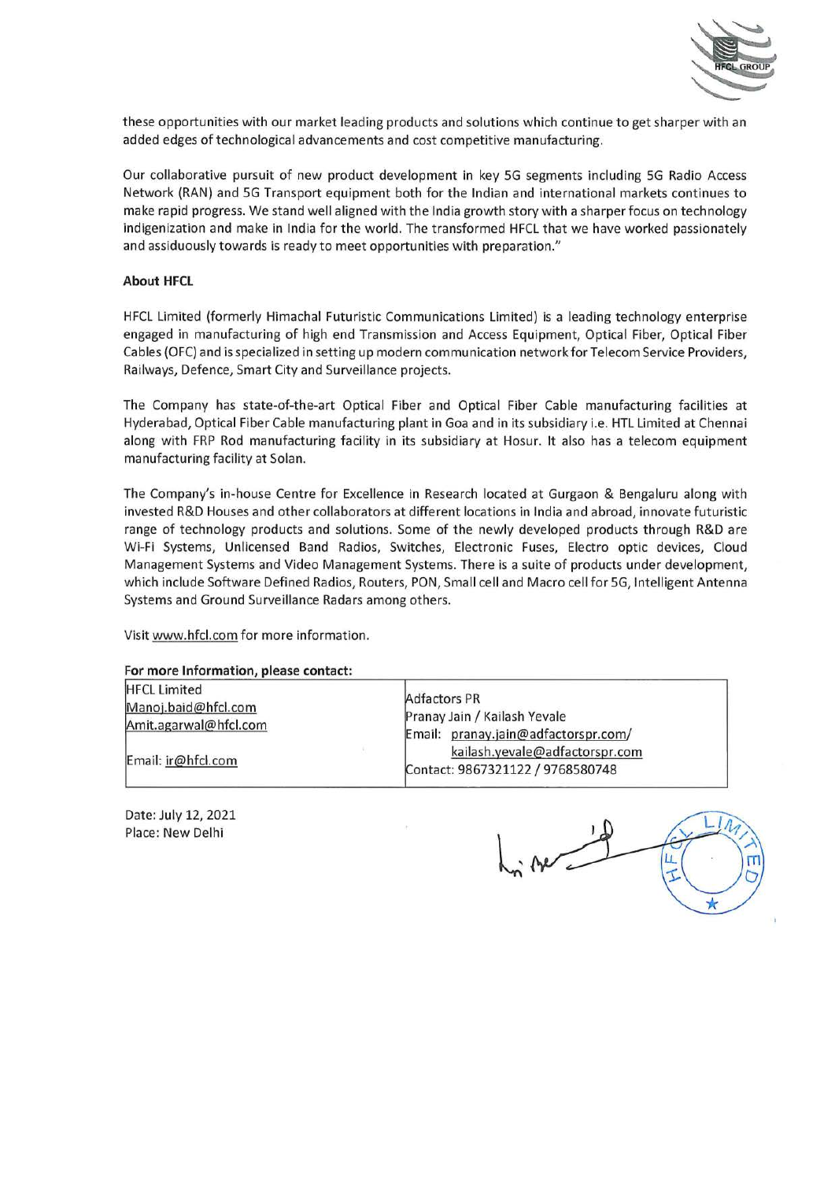these opportunities with our market leading products and solutions which continue to get sharper with an added edges of technological advancements and cost competitive manufacturing.

Our collaborative pursuit of new product development in key 5G segments including 5G Radio Access Network (RAN) and 5G Transport equipment both for the Indian and international markets continues to make rapid progress. We stand well aligned with the India growth story with a sharper focus on technology indigenization and make in India for the world. The transformed HFCL that we have worked passionately and assiduously towards is ready to meet opportunities with preparation."

**About HFCL**

HFCL Limited (formerly Himachal Futuristic Communications Limited) is a leading technology enterprise engaged in manufacturing of high end Transmission and Access Equipment, Optical Fiber, Optical Fiber Cables (OFC) and is specialized in setting up modern communication network for Telecom Service Providers, Railways, Defence, Smart City and Surveillance projects.

The Company has state-of-the-art Optical Fiber and Optical Fiber Cable manufacturing facilities at Hyderabad, Optical Fiber Cable manufacturing plant in Goa and in its subsidiary i.e. HTL Limited at Chennai along with FRP Rod manufacturing facility in its subsidiary at Hosur. It also has a telecom equipment manufacturing facility at Solan.

The Company's in-house Centre for Excellence in Research located at Gurgaon & Bengaluru along with invested R&D Houses and other collaborators at different locations in India and abroad, innovate futuristic range of technology products and solutions. Some of the newly developed products through R&D are Wi-Fi Systems, Unlicensed Band Radios, Switches, Electronic Fuses, Electro optic devices, Cloud Management Systems and Video Management Systems. There is a suite of products under development, which include Software Defined Radios, Routers, PON, Small cell and Macro cell for 5G, Intelligent Antenna Systems and Ground Surveillance Radars among others.

Visit www.hfcl.com for more information.

**For more Information, please contact:**

| | |
|---|---|
| HFCL Limited<br>Manoj.baid@hfcl.com<br>Amit.agarwal@hfcl.com<br><br>Email: ir@hfcl.com | Adfactors PR<br>Pranay Jain / Kailash Yevale<br>Email: pranay.jain@adfactorspr.com/<br>kailash.yevale@adfactorspr.com<br>Contact: 9867321122 / 9768580748 |

Date: July 12, 2021
Place: New Delhi